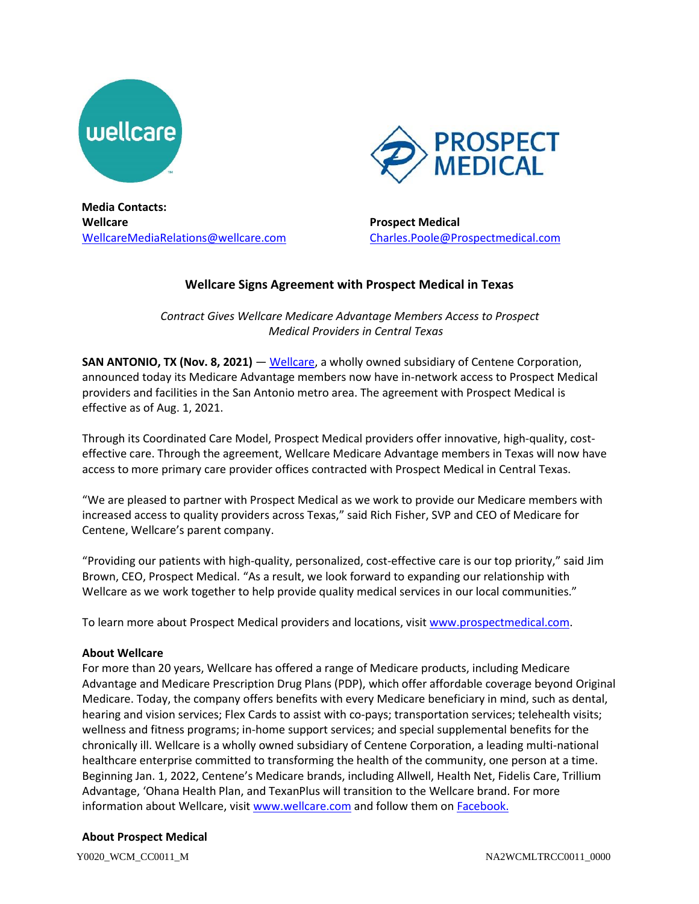**Media Contacts:**
**Wellcare**
WellcareMediaRelations@wellcare.com

**Prospect Medical**
Charles.Poole@Prospectmedical.com

## Wellcare Signs Agreement with Prospect Medical in Texas

*Contract Gives Wellcare Medicare Advantage Members Access to Prospect Medical Providers in Central Texas*

**SAN ANTONIO, TX (Nov. 8, 2021)** — Wellcare, a wholly owned subsidiary of Centene Corporation, announced today its Medicare Advantage members now have in-network access to Prospect Medical providers and facilities in the San Antonio metro area. The agreement with Prospect Medical is effective as of Aug. 1, 2021.

Through its Coordinated Care Model, Prospect Medical providers offer innovative, high-quality, cost-effective care. Through the agreement, Wellcare Medicare Advantage members in Texas will now have access to more primary care provider offices contracted with Prospect Medical in Central Texas.

"We are pleased to partner with Prospect Medical as we work to provide our Medicare members with increased access to quality providers across Texas," said Rich Fisher, SVP and CEO of Medicare for Centene, Wellcare's parent company.

"Providing our patients with high-quality, personalized, cost-effective care is our top priority," said Jim Brown, CEO, Prospect Medical. "As a result, we look forward to expanding our relationship with Wellcare as we work together to help provide quality medical services in our local communities."

To learn more about Prospect Medical providers and locations, visit www.prospectmedical.com.

**About Wellcare**

For more than 20 years, Wellcare has offered a range of Medicare products, including Medicare Advantage and Medicare Prescription Drug Plans (PDP), which offer affordable coverage beyond Original Medicare. Today, the company offers benefits with every Medicare beneficiary in mind, such as dental, hearing and vision services; Flex Cards to assist with co-pays; transportation services; telehealth visits; wellness and fitness programs; in-home support services; and special supplemental benefits for the chronically ill. Wellcare is a wholly owned subsidiary of Centene Corporation, a leading multi-national healthcare enterprise committed to transforming the health of the community, one person at a time. Beginning Jan. 1, 2022, Centene's Medicare brands, including Allwell, Health Net, Fidelis Care, Trillium Advantage, 'Ohana Health Plan, and TexanPlus will transition to the Wellcare brand. For more information about Wellcare, visit www.wellcare.com and follow them on Facebook.

**About Prospect Medical**

Y0020_WCM_CC0011_M NA2WCMLTRCC0011_0000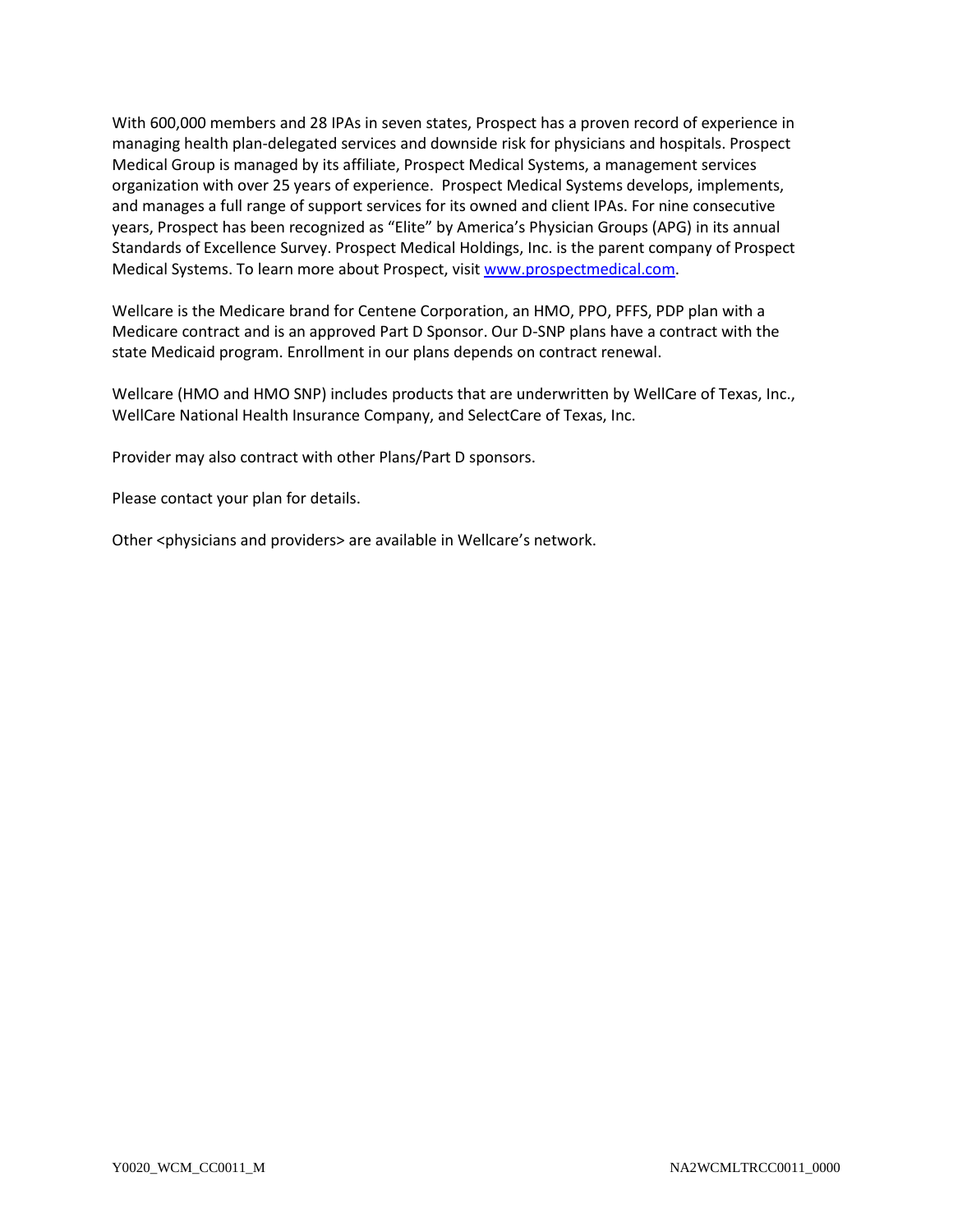With 600,000 members and 28 IPAs in seven states, Prospect has a proven record of experience in managing health plan-delegated services and downside risk for physicians and hospitals. Prospect Medical Group is managed by its affiliate, Prospect Medical Systems, a management services organization with over 25 years of experience. Prospect Medical Systems develops, implements, and manages a full range of support services for its owned and client IPAs. For nine consecutive years, Prospect has been recognized as "Elite" by America's Physician Groups (APG) in its annual Standards of Excellence Survey. Prospect Medical Holdings, Inc. is the parent company of Prospect Medical Systems. To learn more about Prospect, visit www.prospectmedical.com.

Wellcare is the Medicare brand for Centene Corporation, an HMO, PPO, PFFS, PDP plan with a Medicare contract and is an approved Part D Sponsor. Our D-SNP plans have a contract with the state Medicaid program. Enrollment in our plans depends on contract renewal.

Wellcare (HMO and HMO SNP) includes products that are underwritten by WellCare of Texas, Inc., WellCare National Health Insurance Company, and SelectCare of Texas, Inc.

Provider may also contract with other Plans/Part D sponsors.

Please contact your plan for details.

Other <physicians and providers> are available in Wellcare's network.